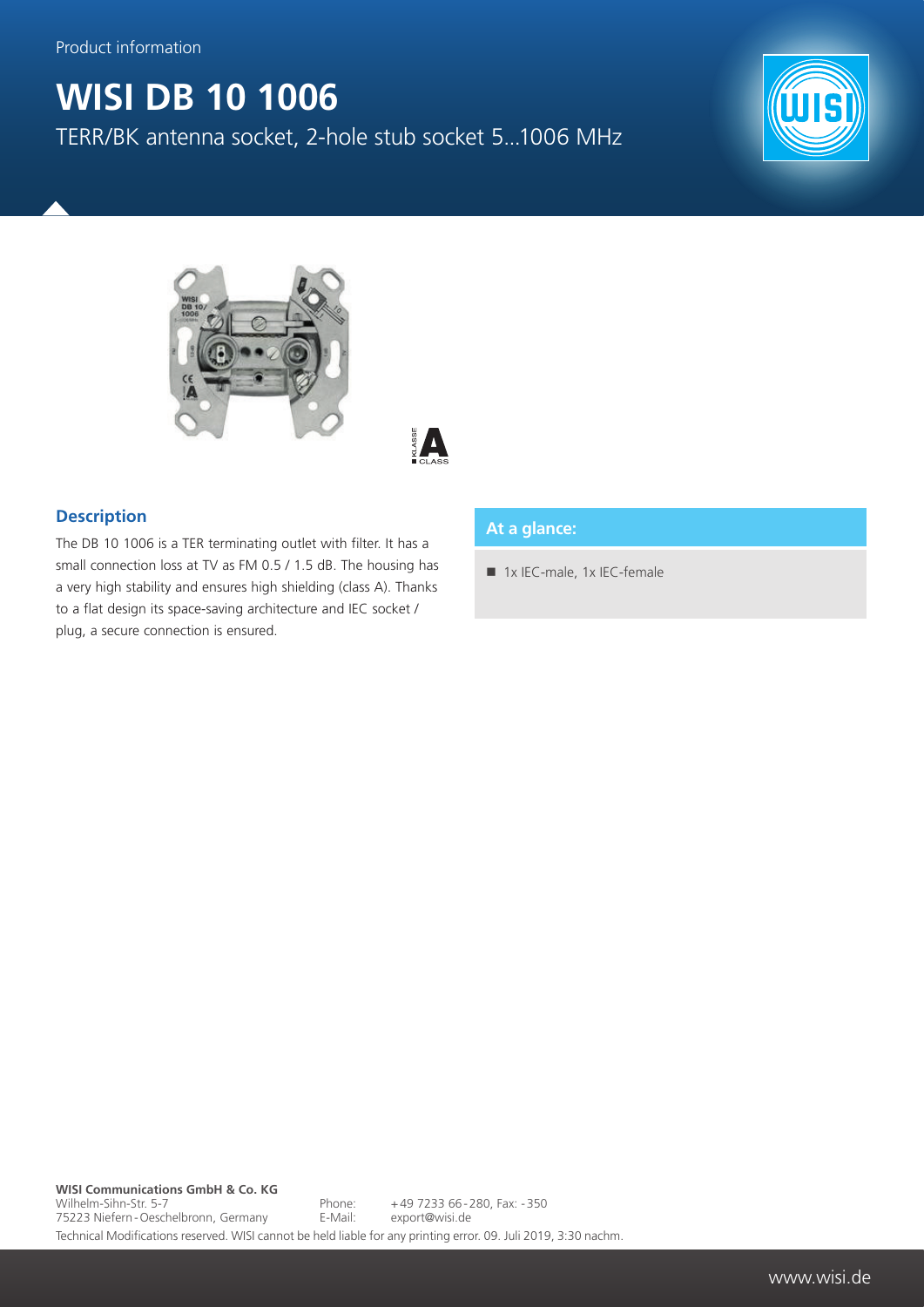Product information

# WISI DB 10 1006

TERR/BK antenna socket, 2-hole stub socket 5...1006 MHz

## Description

The DB 10 1006 is a TER terminating outlet with filter. It has a small connection loss at TV as FM 0.5 / 1.5 dB. The housing has a very high stability and ensures high shielding (class A). Thanks to a flat design its space-saving architecture and IEC socket / plug, a secure connection is ensured.

## At a glance:

- 1x IEC-male, 1x IEC-female

**WISI Communications GmbH & Co. KG**
Wilhelm-Sihn-Str. 5-7
75223 Niefern - Oeschelbronn, Germany
Phone: +49 7233 66 - 280, Fax: - 350
E-Mail: export@wisi.de

Technical Modifications reserved. WISI cannot be held liable for any printing error. 09. Juli 2019, 3:30 nachm.

www.wisi.de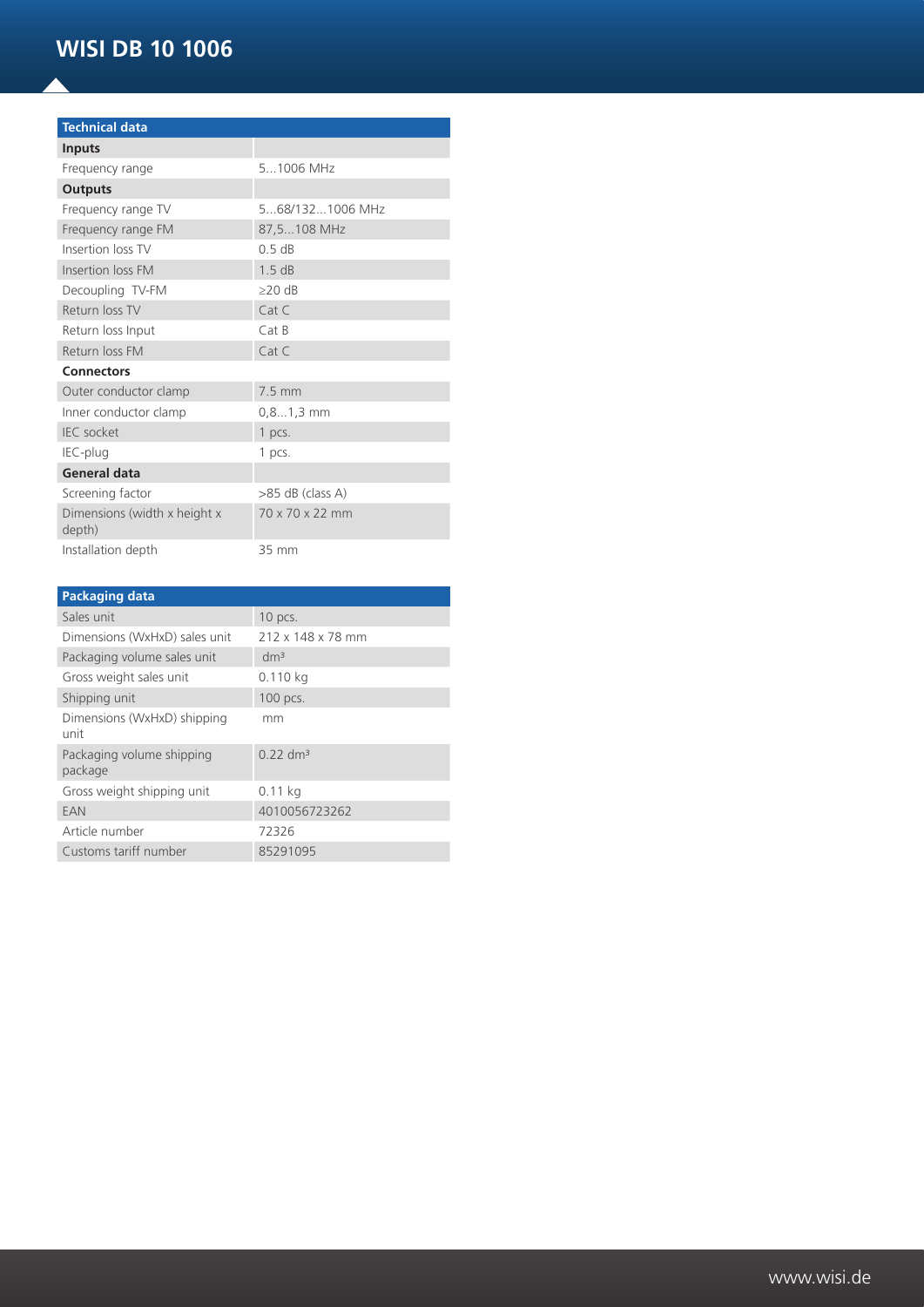# WISI DB 10 1006

| Technical data | |
|---|---|
| **Inputs** | |
| Frequency range | 5...1006 MHz |
| **Outputs** | |
| Frequency range TV | 5...68/132...1006 MHz |
| Frequency range FM | 87,5...108 MHz |
| Insertion loss TV | 0.5 dB |
| Insertion loss FM | 1.5 dB |
| Decoupling TV-FM | ≥20 dB |
| Return loss TV | Cat C |
| Return loss Input | Cat B |
| Return loss FM | Cat C |
| **Connectors** | |
| Outer conductor clamp | 7.5 mm |
| Inner conductor clamp | 0,8...1,3 mm |
| IEC socket | 1 pcs. |
| IEC-plug | 1 pcs. |
| **General data** | |
| Screening factor | >85 dB (class A) |
| Dimensions (width x height x depth) | 70 x 70 x 22 mm |
| Installation depth | 35 mm |

| Packaging data | |
|---|---|
| Sales unit | 10 pcs. |
| Dimensions (WxHxD) sales unit | 212 x 148 x 78 mm |
| Packaging volume sales unit | dm³ |
| Gross weight sales unit | 0.110 kg |
| Shipping unit | 100 pcs. |
| Dimensions (WxHxD) shipping unit | mm |
| Packaging volume shipping package | 0.22 dm³ |
| Gross weight shipping unit | 0.11 kg |
| EAN | 4010056723262 |
| Article number | 72326 |
| Customs tariff number | 85291095 |

www.wisi.de